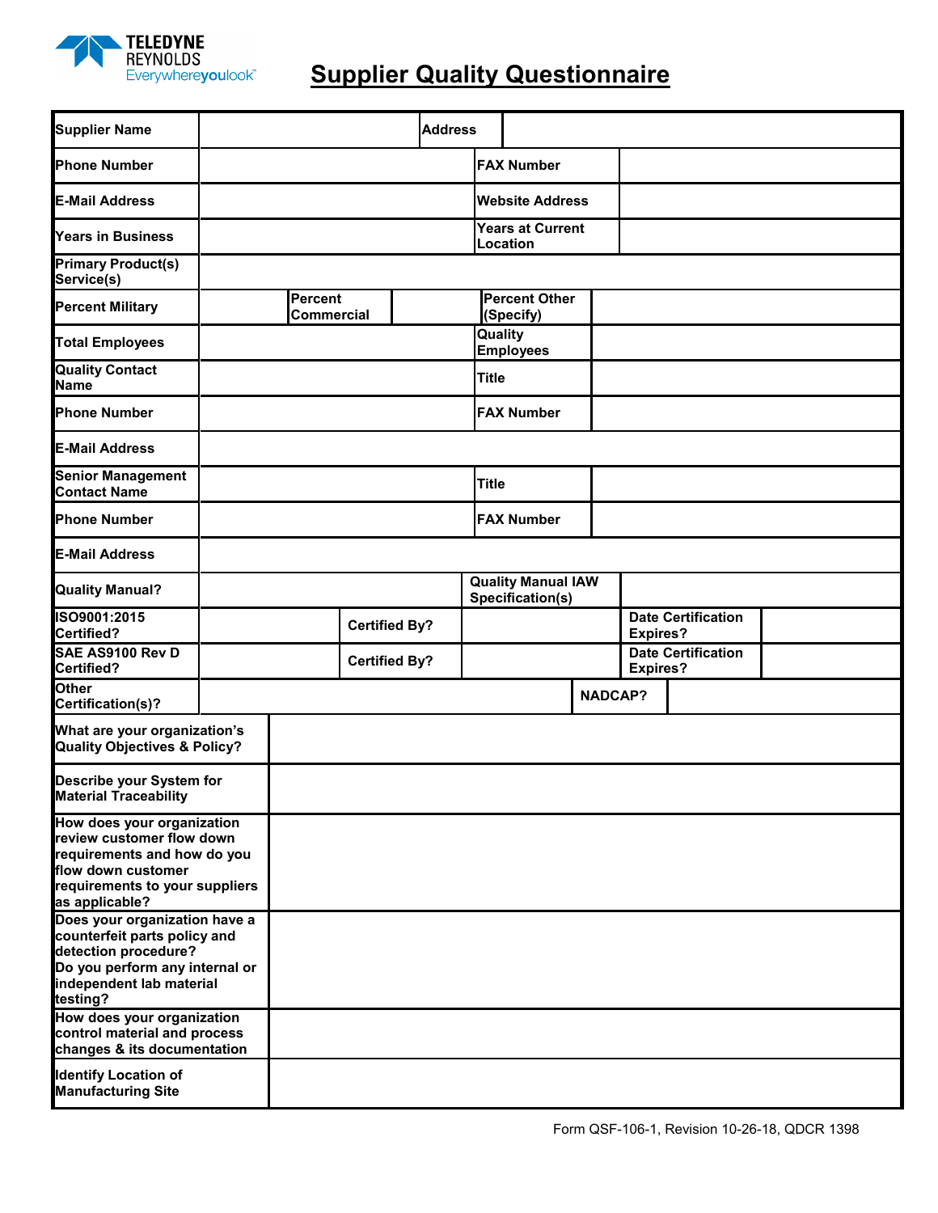TELEDYNE REYNOLDS
Everywhereyoulook™

# Supplier Quality Questionnaire

| | | | | | |
|---|---|---|---|---|---|
| **Supplier Name** | | **Address** | | | |
| **Phone Number** | | **FAX Number** | | | |
| **E-Mail Address** | | **Website Address** | | | |
| **Years in Business** | | **Years at Current Location** | | | |
| **Primary Product(s) Service(s)** | | | | | |
| **Percent Military** | | **Percent Commercial** | | **Percent Other (Specify)** | |
| **Total Employees** | | **Quality Employees** | | | |
| **Quality Contact Name** | | **Title** | | | |
| **Phone Number** | | **FAX Number** | | | |
| **E-Mail Address** | | | | | |
| **Senior Management Contact Name** | | **Title** | | | |
| **Phone Number** | | **FAX Number** | | | |
| **E-Mail Address** | | | | | |
| **Quality Manual?** | | **Quality Manual IAW Specification(s)** | | | |
| **ISO9001:2015 Certified?** | | **Certified By?** | | **Date Certification Expires?** | |
| **SAE AS9100 Rev D Certified?** | | **Certified By?** | | **Date Certification Expires?** | |
| **Other Certification(s)?** | | **NADCAP?** | | | |

| | |
|---|---|
| **What are your organization's Quality Objectives & Policy?** | |
| **Describe your System for Material Traceability** | |
| **How does your organization review customer flow down requirements and how do you flow down customer requirements to your suppliers as applicable?** | |
| **Does your organization have a counterfeit parts policy and detection procedure? Do you perform any internal or independent lab material testing?** | |
| **How does your organization control material and process changes & its documentation** | |
| **Identify Location of Manufacturing Site** | |

Form QSF-106-1, Revision 10-26-18, QDCR 1398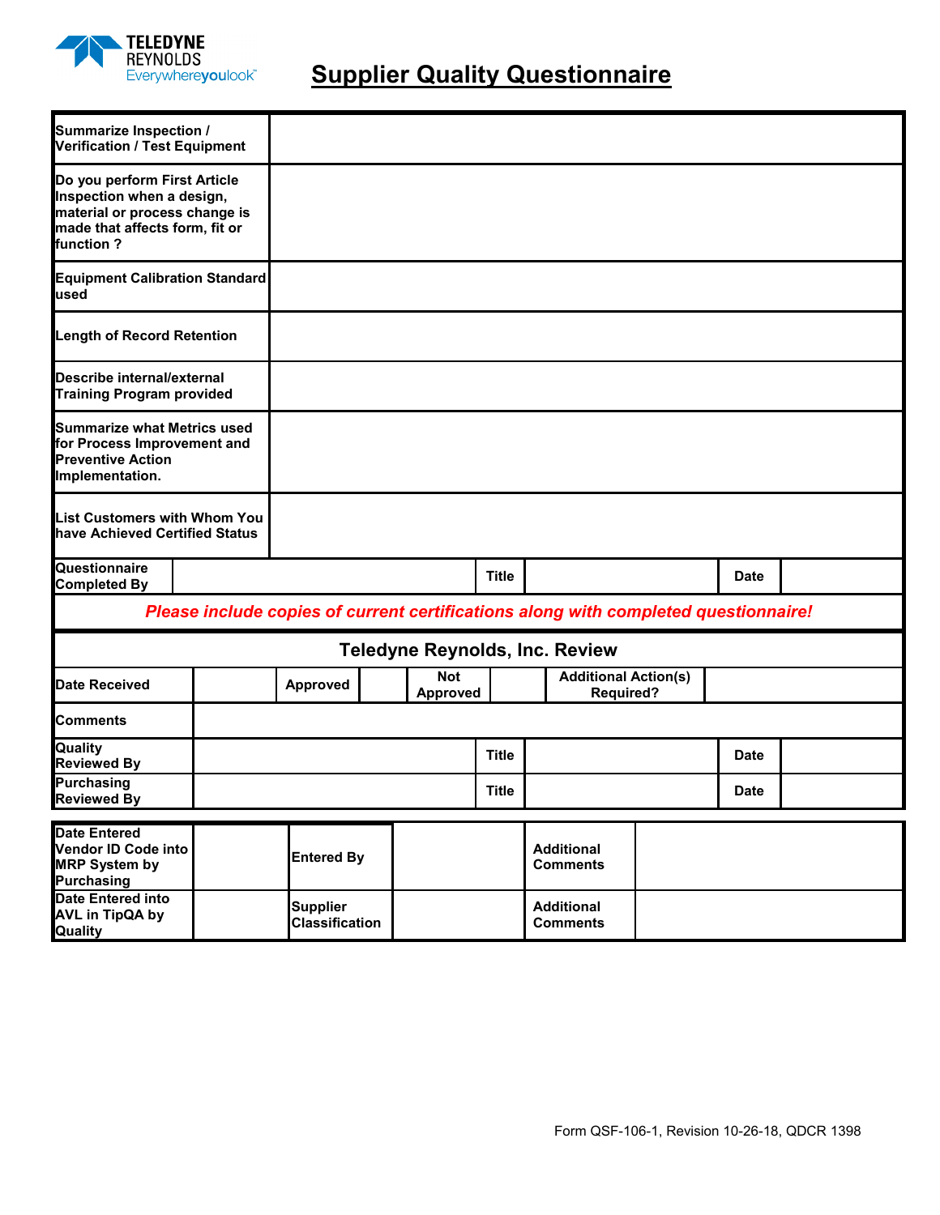TELEDYNE REYNOLDS
Everywhereyoulook™

# Supplier Quality Questionnaire

| | |
|---|---|
| **Summarize Inspection / Verification / Test Equipment** | |
| **Do you perform First Article Inspection when a design, material or process change is made that affects form, fit or function ?** | |
| **Equipment Calibration Standard used** | |
| **Length of Record Retention** | |
| **Describe internal/external Training Program provided** | |
| **Summarize what Metrics used for Process Improvement and Preventive Action Implementation.** | |
| **List Customers with Whom You have Achieved Certified Status** | |

| | | | | | |
|---|---|---|---|---|---|
| **Questionnaire Completed By** | | **Title** | | **Date** | |

***Please include copies of current certifications along with completed questionnaire!***

## Teledyne Reynolds, Inc. Review

| | | | | | | | |
|---|---|---|---|---|---|---|---|
| **Date Received** | | **Approved** | | **Not Approved** | | **Additional Action(s) Required?** | |
| **Comments** | | | | | | | |

| | | | | | |
|---|---|---|---|---|---|
| **Quality Reviewed By** | | **Title** | | **Date** | |
| **Purchasing Reviewed By** | | **Title** | | **Date** | |

| | | | | | |
|---|---|---|---|---|---|
| **Date Entered Vendor ID Code into MRP System by Purchasing** | | **Entered By** | | **Additional Comments** | |
| **Date Entered into AVL in TipQA by Quality** | | **Supplier Classification** | | **Additional Comments** | |

Form QSF-106-1, Revision 10-26-18, QDCR 1398